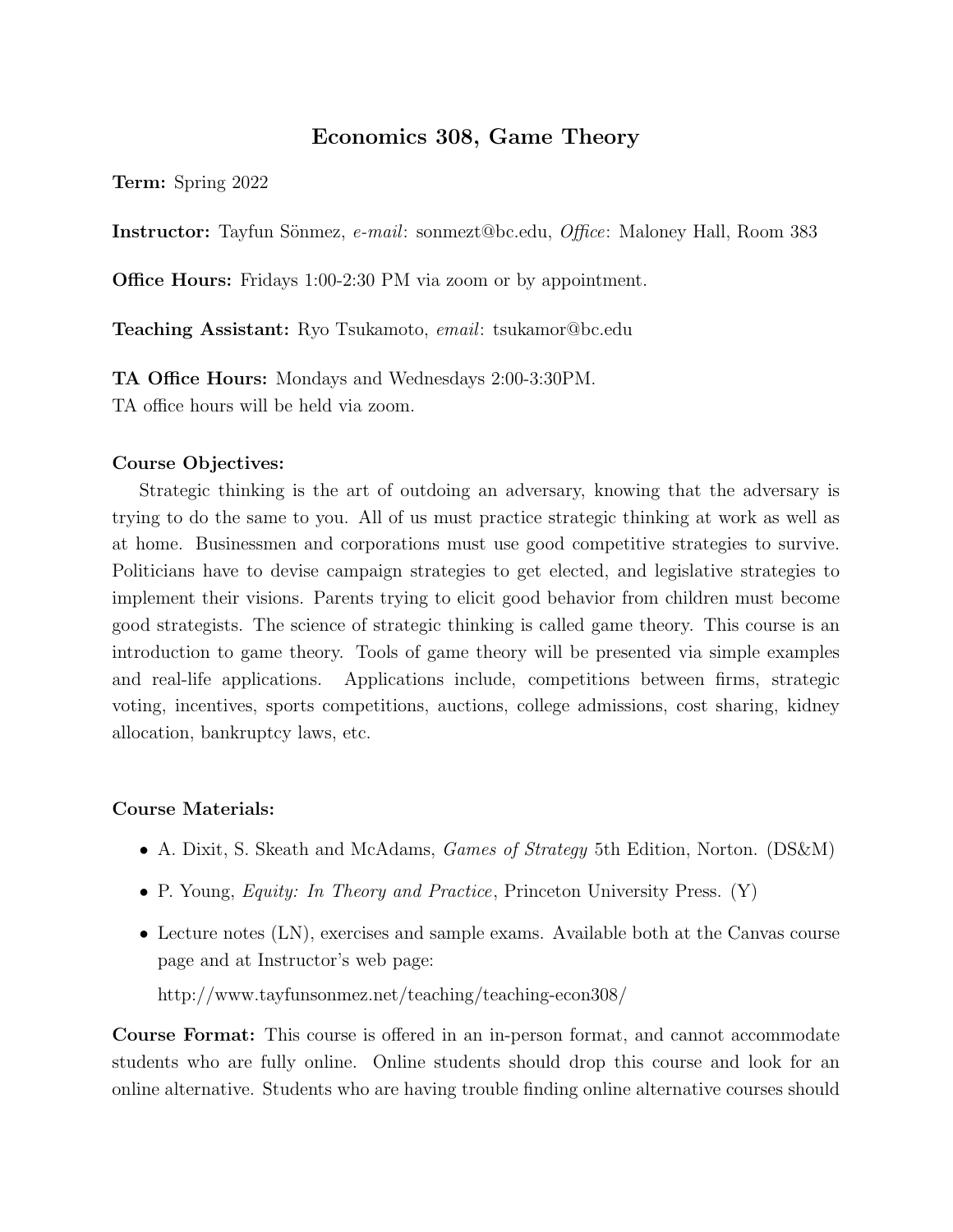# Economics 308, Game Theory

**Term:** Spring 2022

**Instructor:** Tayfun Sönmez, *e-mail*: sonmezt@bc.edu, *Office*: Maloney Hall, Room 383

**Office Hours:** Fridays 1:00-2:30 PM via zoom or by appointment.

**Teaching Assistant:** Ryo Tsukamoto, *email*: tsukamor@bc.edu

**TA Office Hours:** Mondays and Wednesdays 2:00-3:30PM.
TA office hours will be held via zoom.

**Course Objectives:**

Strategic thinking is the art of outdoing an adversary, knowing that the adversary is trying to do the same to you. All of us must practice strategic thinking at work as well as at home. Businessmen and corporations must use good competitive strategies to survive. Politicians have to devise campaign strategies to get elected, and legislative strategies to implement their visions. Parents trying to elicit good behavior from children must become good strategists. The science of strategic thinking is called game theory. This course is an introduction to game theory. Tools of game theory will be presented via simple examples and real-life applications. Applications include, competitions between firms, strategic voting, incentives, sports competitions, auctions, college admissions, cost sharing, kidney allocation, bankruptcy laws, etc.

**Course Materials:**

- A. Dixit, S. Skeath and McAdams, *Games of Strategy* 5th Edition, Norton. (DS&M)
- P. Young, *Equity: In Theory and Practice*, Princeton University Press. (Y)
- Lecture notes (LN), exercises and sample exams. Available both at the Canvas course page and at Instructor's web page:

  http://www.tayfunsonmez.net/teaching/teaching-econ308/

**Course Format:** This course is offered in an in-person format, and cannot accommodate students who are fully online. Online students should drop this course and look for an online alternative. Students who are having trouble finding online alternative courses should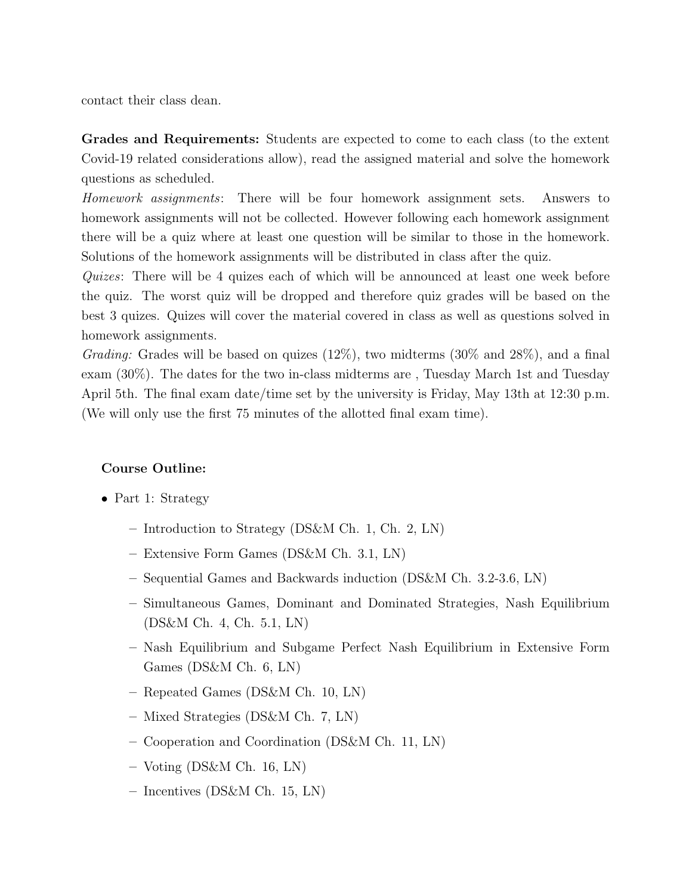contact their class dean.

**Grades and Requirements:** Students are expected to come to each class (to the extent Covid-19 related considerations allow), read the assigned material and solve the homework questions as scheduled.

*Homework assignments*: There will be four homework assignment sets. Answers to homework assignments will not be collected. However following each homework assignment there will be a quiz where at least one question will be similar to those in the homework. Solutions of the homework assignments will be distributed in class after the quiz.

*Quizes*: There will be 4 quizes each of which will be announced at least one week before the quiz. The worst quiz will be dropped and therefore quiz grades will be based on the best 3 quizes. Quizes will cover the material covered in class as well as questions solved in homework assignments.

*Grading:* Grades will be based on quizes (12%), two midterms (30% and 28%), and a final exam (30%). The dates for the two in-class midterms are , Tuesday March 1st and Tuesday April 5th. The final exam date/time set by the university is Friday, May 13th at 12:30 p.m. (We will only use the first 75 minutes of the allotted final exam time).

**Course Outline:**

- Part 1: Strategy
  - Introduction to Strategy (DS&M Ch. 1, Ch. 2, LN)
  - Extensive Form Games (DS&M Ch. 3.1, LN)
  - Sequential Games and Backwards induction (DS&M Ch. 3.2-3.6, LN)
  - Simultaneous Games, Dominant and Dominated Strategies, Nash Equilibrium (DS&M Ch. 4, Ch. 5.1, LN)
  - Nash Equilibrium and Subgame Perfect Nash Equilibrium in Extensive Form Games (DS&M Ch. 6, LN)
  - Repeated Games (DS&M Ch. 10, LN)
  - Mixed Strategies (DS&M Ch. 7, LN)
  - Cooperation and Coordination (DS&M Ch. 11, LN)
  - Voting (DS&M Ch. 16, LN)
  - Incentives (DS&M Ch. 15, LN)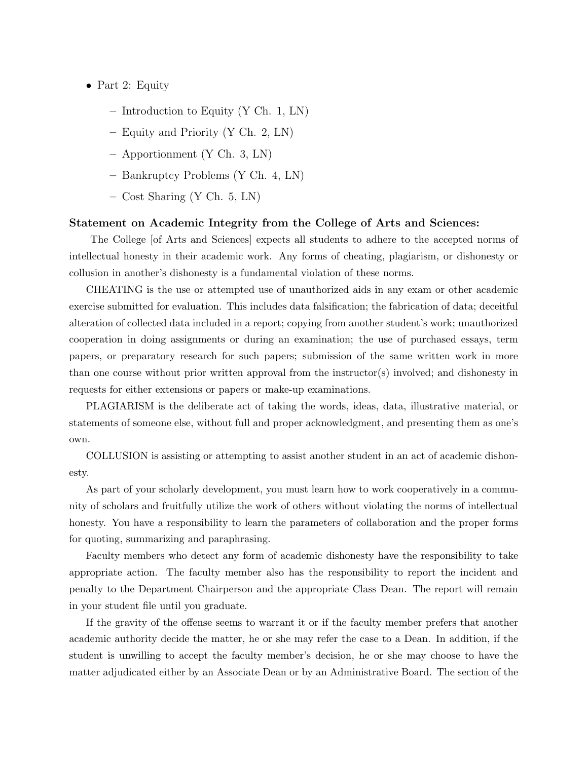- Part 2: Equity
  - Introduction to Equity (Y Ch. 1, LN)
  - Equity and Priority (Y Ch. 2, LN)
  - Apportionment (Y Ch. 3, LN)
  - Bankruptcy Problems (Y Ch. 4, LN)
  - Cost Sharing (Y Ch. 5, LN)

**Statement on Academic Integrity from the College of Arts and Sciences:**

The College [of Arts and Sciences] expects all students to adhere to the accepted norms of intellectual honesty in their academic work. Any forms of cheating, plagiarism, or dishonesty or collusion in another's dishonesty is a fundamental violation of these norms.

CHEATING is the use or attempted use of unauthorized aids in any exam or other academic exercise submitted for evaluation. This includes data falsification; the fabrication of data; deceitful alteration of collected data included in a report; copying from another student's work; unauthorized cooperation in doing assignments or during an examination; the use of purchased essays, term papers, or preparatory research for such papers; submission of the same written work in more than one course without prior written approval from the instructor(s) involved; and dishonesty in requests for either extensions or papers or make-up examinations.

PLAGIARISM is the deliberate act of taking the words, ideas, data, illustrative material, or statements of someone else, without full and proper acknowledgment, and presenting them as one's own.

COLLUSION is assisting or attempting to assist another student in an act of academic dishonesty.

As part of your scholarly development, you must learn how to work cooperatively in a community of scholars and fruitfully utilize the work of others without violating the norms of intellectual honesty. You have a responsibility to learn the parameters of collaboration and the proper forms for quoting, summarizing and paraphrasing.

Faculty members who detect any form of academic dishonesty have the responsibility to take appropriate action. The faculty member also has the responsibility to report the incident and penalty to the Department Chairperson and the appropriate Class Dean. The report will remain in your student file until you graduate.

If the gravity of the offense seems to warrant it or if the faculty member prefers that another academic authority decide the matter, he or she may refer the case to a Dean. In addition, if the student is unwilling to accept the faculty member's decision, he or she may choose to have the matter adjudicated either by an Associate Dean or by an Administrative Board. The section of the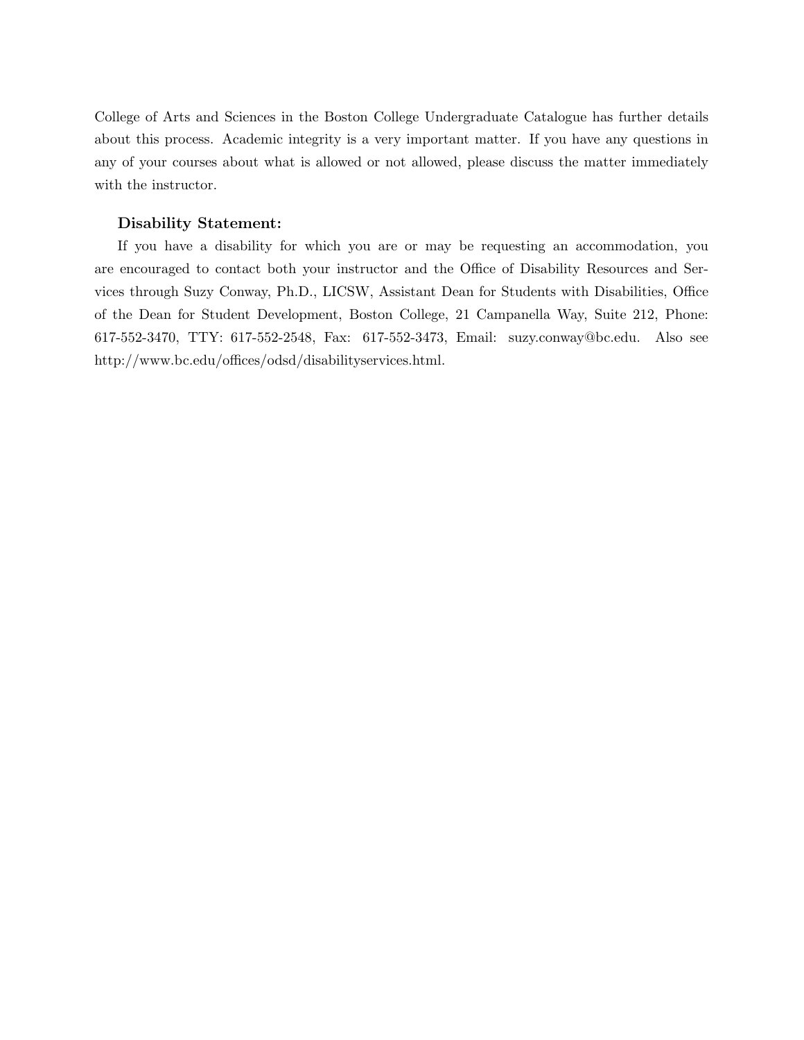College of Arts and Sciences in the Boston College Undergraduate Catalogue has further details about this process. Academic integrity is a very important matter. If you have any questions in any of your courses about what is allowed or not allowed, please discuss the matter immediately with the instructor.

**Disability Statement:**

If you have a disability for which you are or may be requesting an accommodation, you are encouraged to contact both your instructor and the Office of Disability Resources and Services through Suzy Conway, Ph.D., LICSW, Assistant Dean for Students with Disabilities, Office of the Dean for Student Development, Boston College, 21 Campanella Way, Suite 212, Phone: 617-552-3470, TTY: 617-552-2548, Fax: 617-552-3473, Email: suzy.conway@bc.edu. Also see http://www.bc.edu/offices/odsd/disabilityservices.html.